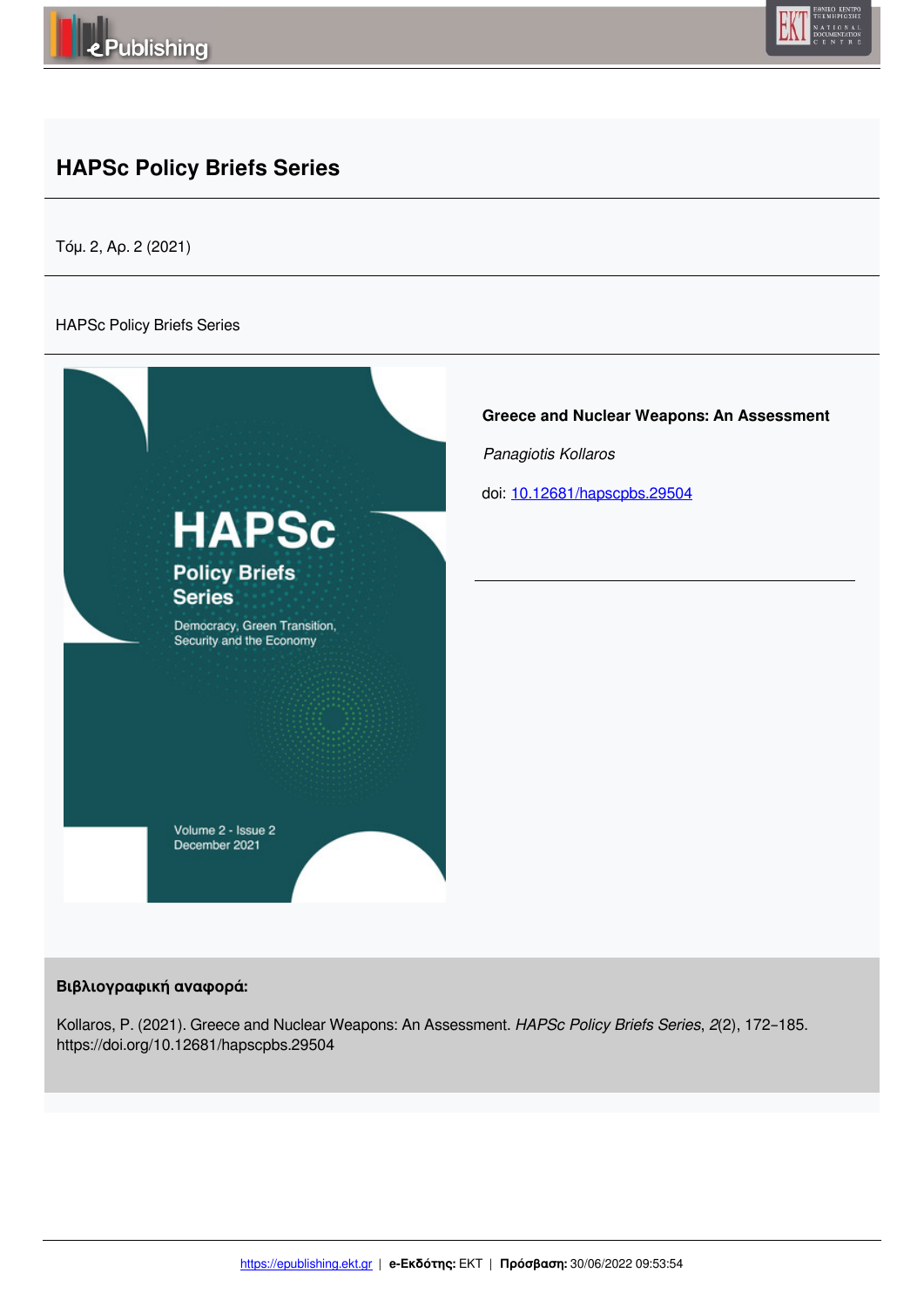# HAPSc Policy Briefs Series

Τόμ. 2, Αρ. 2 (2021)

HAPSc Policy Briefs Series

**Greece and Nuclear Weapons: An Assessment**

*Panagiotis Kollaros*

doi: 10.12681/hapscpbs.29504

**Βιβλιογραφική αναφορά:**

Kollaros, P. (2021). Greece and Nuclear Weapons: An Assessment. *HAPSc Policy Briefs Series*, *2*(2), 172–185. https://doi.org/10.12681/hapscpbs.29504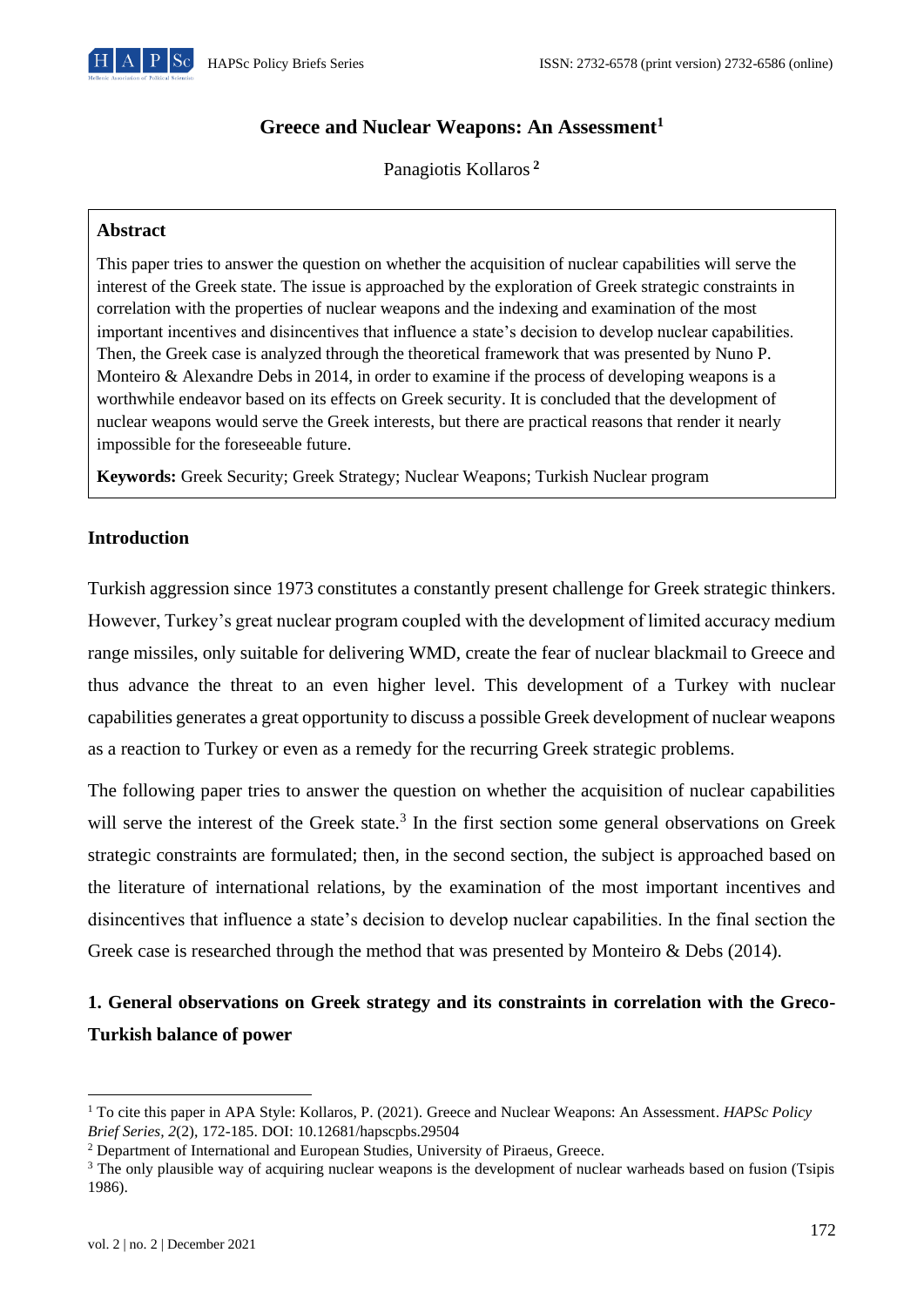# Greece and Nuclear Weapons: An Assessment[1]

Panagiotis Kollaros [2]

**Abstract**

This paper tries to answer the question on whether the acquisition of nuclear capabilities will serve the interest of the Greek state. The issue is approached by the exploration of Greek strategic constraints in correlation with the properties of nuclear weapons and the indexing and examination of the most important incentives and disincentives that influence a state's decision to develop nuclear capabilities. Then, the Greek case is analyzed through the theoretical framework that was presented by Nuno P. Monteiro & Alexandre Debs in 2014, in order to examine if the process of developing weapons is a worthwhile endeavor based on its effects on Greek security. It is concluded that the development of nuclear weapons would serve the Greek interests, but there are practical reasons that render it nearly impossible for the foreseeable future.

**Keywords:** Greek Security; Greek Strategy; Nuclear Weapons; Turkish Nuclear program

## Introduction

Turkish aggression since 1973 constitutes a constantly present challenge for Greek strategic thinkers. However, Turkey's great nuclear program coupled with the development of limited accuracy medium range missiles, only suitable for delivering WMD, create the fear of nuclear blackmail to Greece and thus advance the threat to an even higher level. This development of a Turkey with nuclear capabilities generates a great opportunity to discuss a possible Greek development of nuclear weapons as a reaction to Turkey or even as a remedy for the recurring Greek strategic problems.

The following paper tries to answer the question on whether the acquisition of nuclear capabilities will serve the interest of the Greek state.[3] In the first section some general observations on Greek strategic constraints are formulated; then, in the second section, the subject is approached based on the literature of international relations, by the examination of the most important incentives and disincentives that influence a state's decision to develop nuclear capabilities. In the final section the Greek case is researched through the method that was presented by Monteiro & Debs (2014).

## 1. General observations on Greek strategy and its constraints in correlation with the Greco-Turkish balance of power

[1] To cite this paper in APA Style: Kollaros, P. (2021). Greece and Nuclear Weapons: An Assessment. *HAPSc Policy Brief Series, 2*(2), 172-185. DOI: 10.12681/hapscpbs.29504

[2] Department of International and European Studies, University of Piraeus, Greece.

[3] The only plausible way of acquiring nuclear weapons is the development of nuclear warheads based on fusion (Tsipis 1986).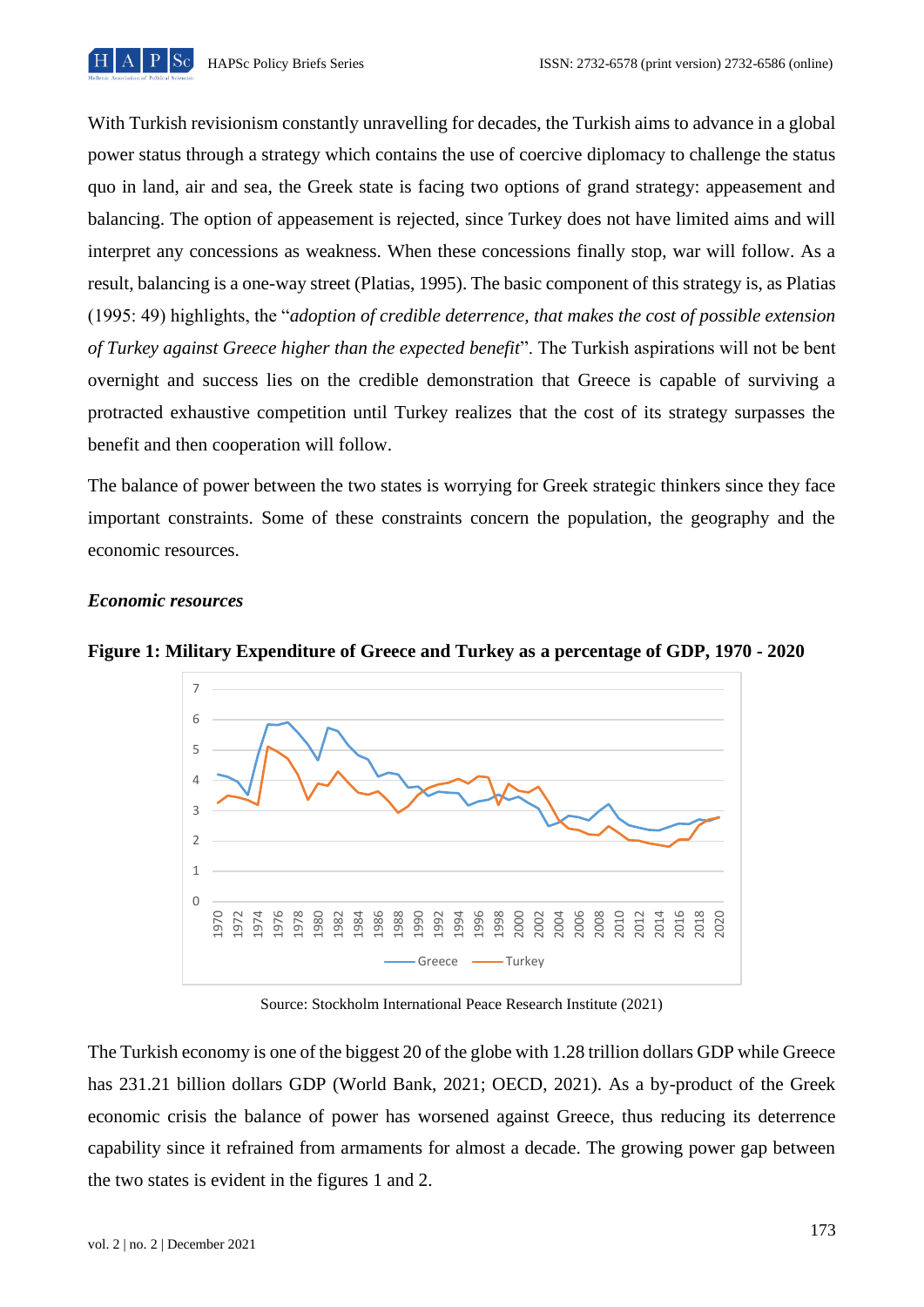With Turkish revisionism constantly unravelling for decades, the Turkish aims to advance in a global power status through a strategy which contains the use of coercive diplomacy to challenge the status quo in land, air and sea, the Greek state is facing two options of grand strategy: appeasement and balancing. The option of appeasement is rejected, since Turkey does not have limited aims and will interpret any concessions as weakness. When these concessions finally stop, war will follow. As a result, balancing is a one-way street (Platias, 1995). The basic component of this strategy is, as Platias (1995: 49) highlights, the "*adoption of credible deterrence, that makes the cost of possible extension of Turkey against Greece higher than the expected benefit*". The Turkish aspirations will not be bent overnight and success lies on the credible demonstration that Greece is capable of surviving a protracted exhaustive competition until Turkey realizes that the cost of its strategy surpasses the benefit and then cooperation will follow.

The balance of power between the two states is worrying for Greek strategic thinkers since they face important constraints. Some of these constraints concern the population, the geography and the economic resources.

### *Economic resources*

**Figure 1: Military Expenditure of Greece and Turkey as a percentage of GDP, 1970 - 2020**

Source: Stockholm International Peace Research Institute (2021)

The Turkish economy is one of the biggest 20 of the globe with 1.28 trillion dollars GDP while Greece has 231.21 billion dollars GDP (World Bank, 2021; OECD, 2021). As a by-product of the Greek economic crisis the balance of power has worsened against Greece, thus reducing its deterrence capability since it refrained from armaments for almost a decade. The growing power gap between the two states is evident in the figures 1 and 2.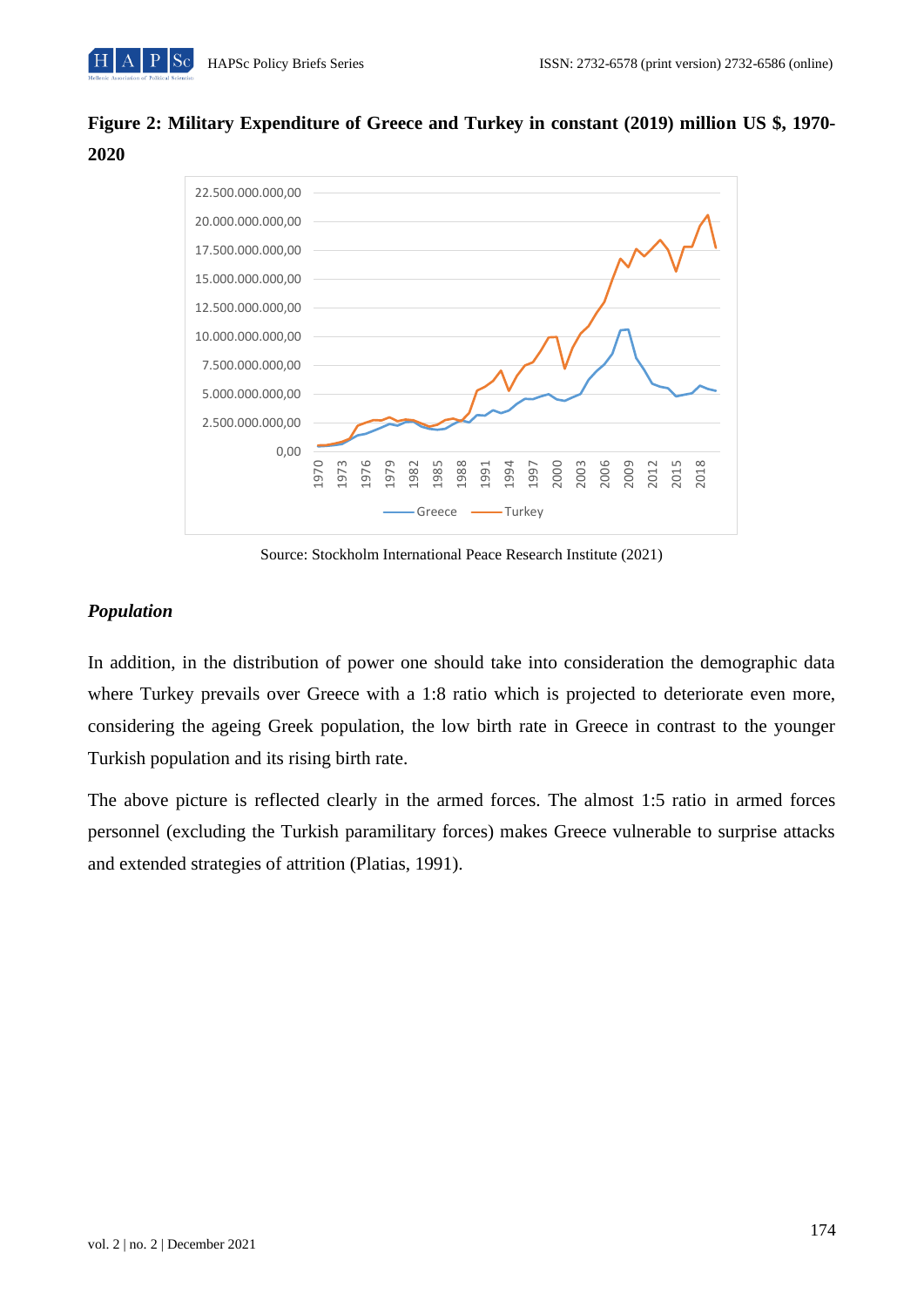**Figure 2: Military Expenditure of Greece and Turkey in constant (2019) million US $, 1970-2020**

Source: Stockholm International Peace Research Institute (2021)

### *Population*

In addition, in the distribution of power one should take into consideration the demographic data where Turkey prevails over Greece with a 1:8 ratio which is projected to deteriorate even more, considering the ageing Greek population, the low birth rate in Greece in contrast to the younger Turkish population and its rising birth rate.

The above picture is reflected clearly in the armed forces. The almost 1:5 ratio in armed forces personnel (excluding the Turkish paramilitary forces) makes Greece vulnerable to surprise attacks and extended strategies of attrition (Platias, 1991).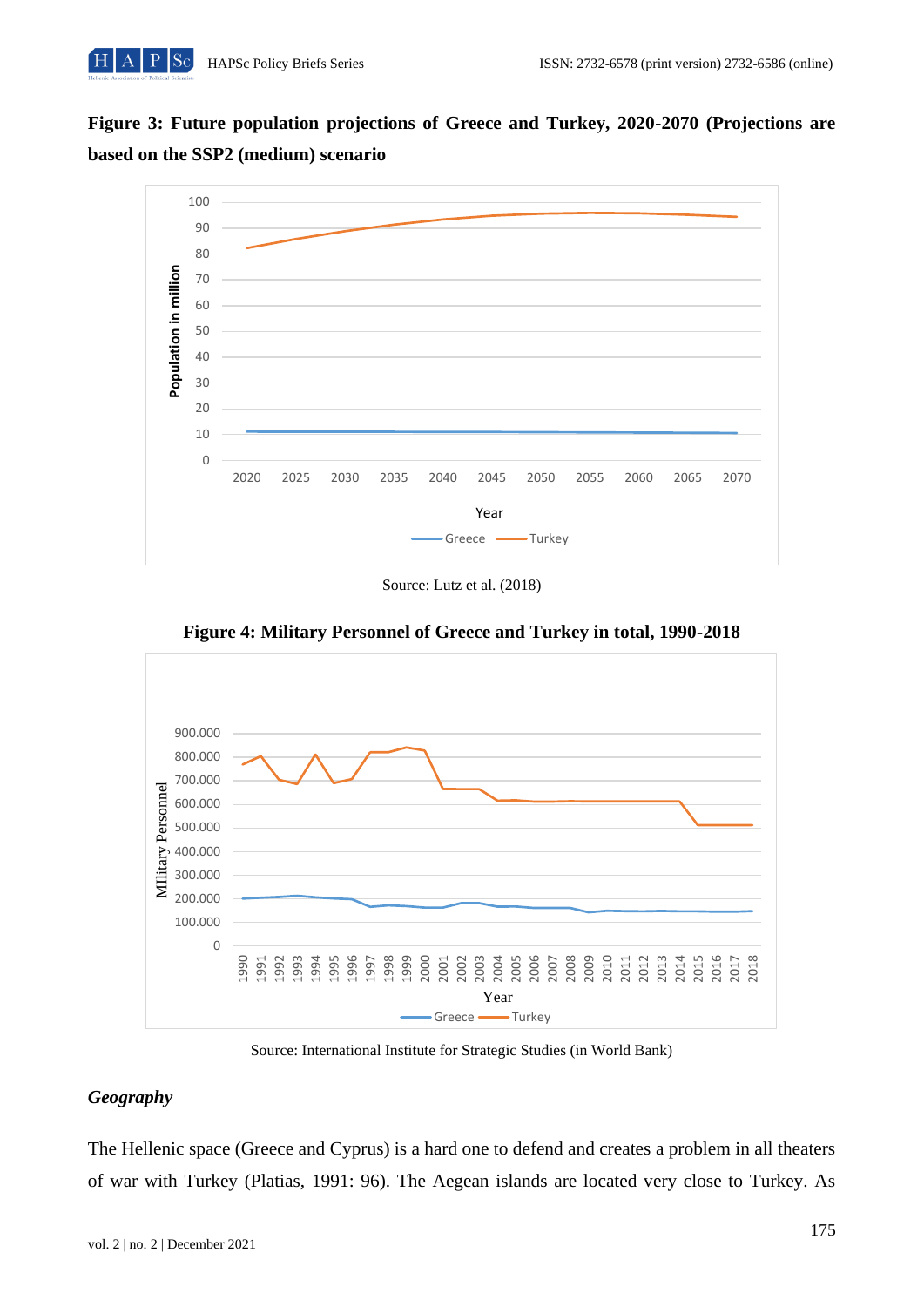**Figure 3: Future population projections of Greece and Turkey, 2020-2070 (Projections are based on the SSP2 (medium) scenario**

Source: Lutz et al. (2018)

**Figure 4: Military Personnel of Greece and Turkey in total, 1990-2018**

Source: International Institute for Strategic Studies (in World Bank)

### *Geography*

The Hellenic space (Greece and Cyprus) is a hard one to defend and creates a problem in all theaters of war with Turkey (Platias, 1991: 96). The Aegean islands are located very close to Turkey. As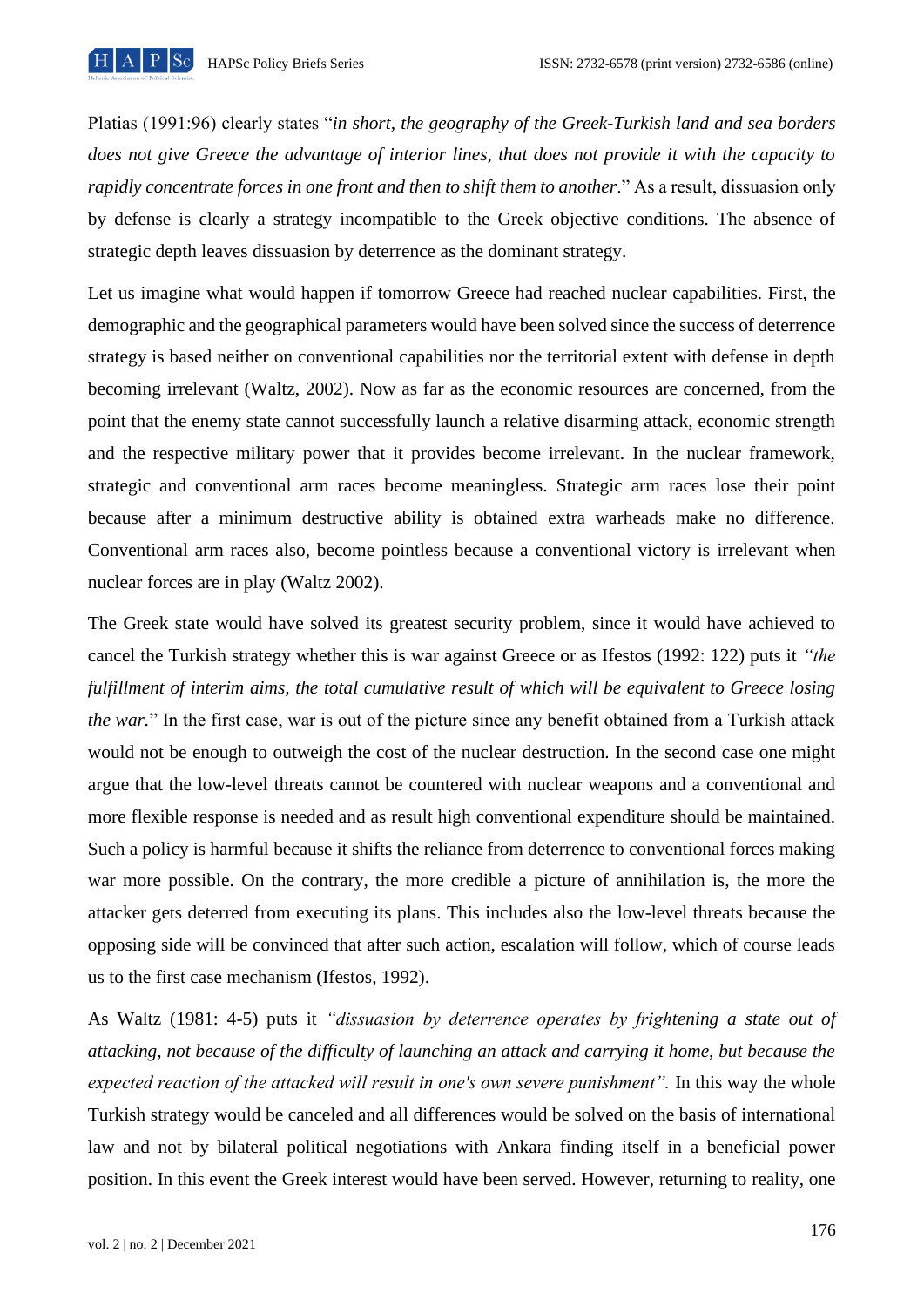Platias (1991:96) clearly states "*in short, the geography of the Greek-Turkish land and sea borders does not give Greece the advantage of interior lines, that does not provide it with the capacity to rapidly concentrate forces in one front and then to shift them to another*." As a result, dissuasion only by defense is clearly a strategy incompatible to the Greek objective conditions. The absence of strategic depth leaves dissuasion by deterrence as the dominant strategy.

Let us imagine what would happen if tomorrow Greece had reached nuclear capabilities. First, the demographic and the geographical parameters would have been solved since the success of deterrence strategy is based neither on conventional capabilities nor the territorial extent with defense in depth becoming irrelevant (Waltz, 2002). Now as far as the economic resources are concerned, from the point that the enemy state cannot successfully launch a relative disarming attack, economic strength and the respective military power that it provides become irrelevant. In the nuclear framework, strategic and conventional arm races become meaningless. Strategic arm races lose their point because after a minimum destructive ability is obtained extra warheads make no difference. Conventional arm races also, become pointless because a conventional victory is irrelevant when nuclear forces are in play (Waltz 2002).

The Greek state would have solved its greatest security problem, since it would have achieved to cancel the Turkish strategy whether this is war against Greece or as Ifestos (1992: 122) puts it *"the fulfillment of interim aims, the total cumulative result of which will be equivalent to Greece losing the war."* In the first case, war is out of the picture since any benefit obtained from a Turkish attack would not be enough to outweigh the cost of the nuclear destruction. In the second case one might argue that the low-level threats cannot be countered with nuclear weapons and a conventional and more flexible response is needed and as result high conventional expenditure should be maintained. Such a policy is harmful because it shifts the reliance from deterrence to conventional forces making war more possible. On the contrary, the more credible a picture of annihilation is, the more the attacker gets deterred from executing its plans. This includes also the low-level threats because the opposing side will be convinced that after such action, escalation will follow, which of course leads us to the first case mechanism (Ifestos, 1992).

As Waltz (1981: 4-5) puts it *"dissuasion by deterrence operates by frightening a state out of attacking, not because of the difficulty of launching an attack and carrying it home, but because the expected reaction of the attacked will result in one's own severe punishment".* In this way the whole Turkish strategy would be canceled and all differences would be solved on the basis of international law and not by bilateral political negotiations with Ankara finding itself in a beneficial power position. In this event the Greek interest would have been served. However, returning to reality, one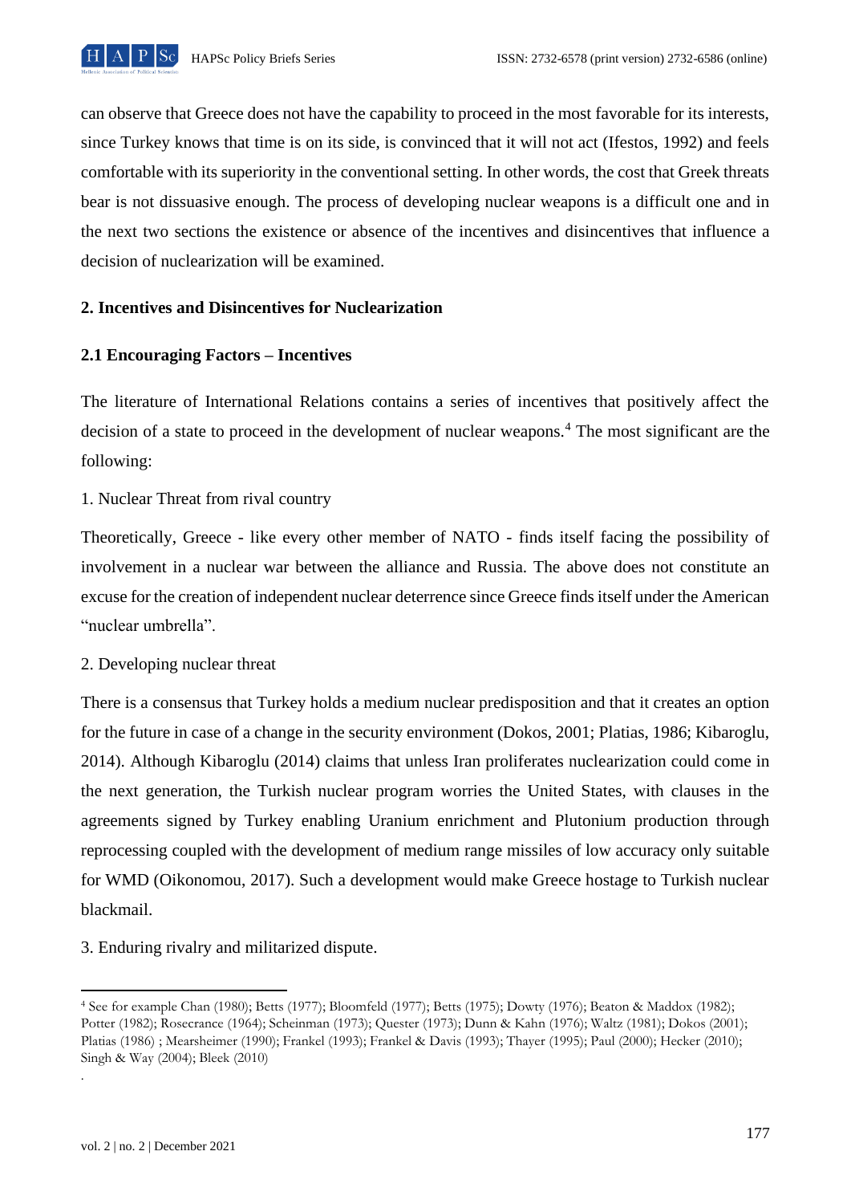can observe that Greece does not have the capability to proceed in the most favorable for its interests, since Turkey knows that time is on its side, is convinced that it will not act (Ifestos, 1992) and feels comfortable with its superiority in the conventional setting. In other words, the cost that Greek threats bear is not dissuasive enough. The process of developing nuclear weapons is a difficult one and in the next two sections the existence or absence of the incentives and disincentives that influence a decision of nuclearization will be examined.

## 2. Incentives and Disincentives for Nuclearization

### 2.1 Encouraging Factors – Incentives

The literature of International Relations contains a series of incentives that positively affect the decision of a state to proceed in the development of nuclear weapons.[4] The most significant are the following:

1. Nuclear Threat from rival country

Theoretically, Greece - like every other member of NATO - finds itself facing the possibility of involvement in a nuclear war between the alliance and Russia. The above does not constitute an excuse for the creation of independent nuclear deterrence since Greece finds itself under the American "nuclear umbrella".

2. Developing nuclear threat

There is a consensus that Turkey holds a medium nuclear predisposition and that it creates an option for the future in case of a change in the security environment (Dokos, 2001; Platias, 1986; Kibaroglu, 2014). Although Kibaroglu (2014) claims that unless Iran proliferates nuclearization could come in the next generation, the Turkish nuclear program worries the United States, with clauses in the agreements signed by Turkey enabling Uranium enrichment and Plutonium production through reprocessing coupled with the development of medium range missiles of low accuracy only suitable for WMD (Oikonomou, 2017). Such a development would make Greece hostage to Turkish nuclear blackmail.

3. Enduring rivalry and militarized dispute.

---

[4] See for example Chan (1980); Betts (1977); Bloomfeld (1977); Betts (1975); Dowty (1976); Beaton & Maddox (1982); Potter (1982); Rosecrance (1964); Scheinman (1973); Quester (1973); Dunn & Kahn (1976); Waltz (1981); Dokos (2001); Platias (1986) ; Mearsheimer (1990); Frankel (1993); Frankel & Davis (1993); Thayer (1995); Paul (2000); Hecker (2010); Singh & Way (2004); Bleek (2010)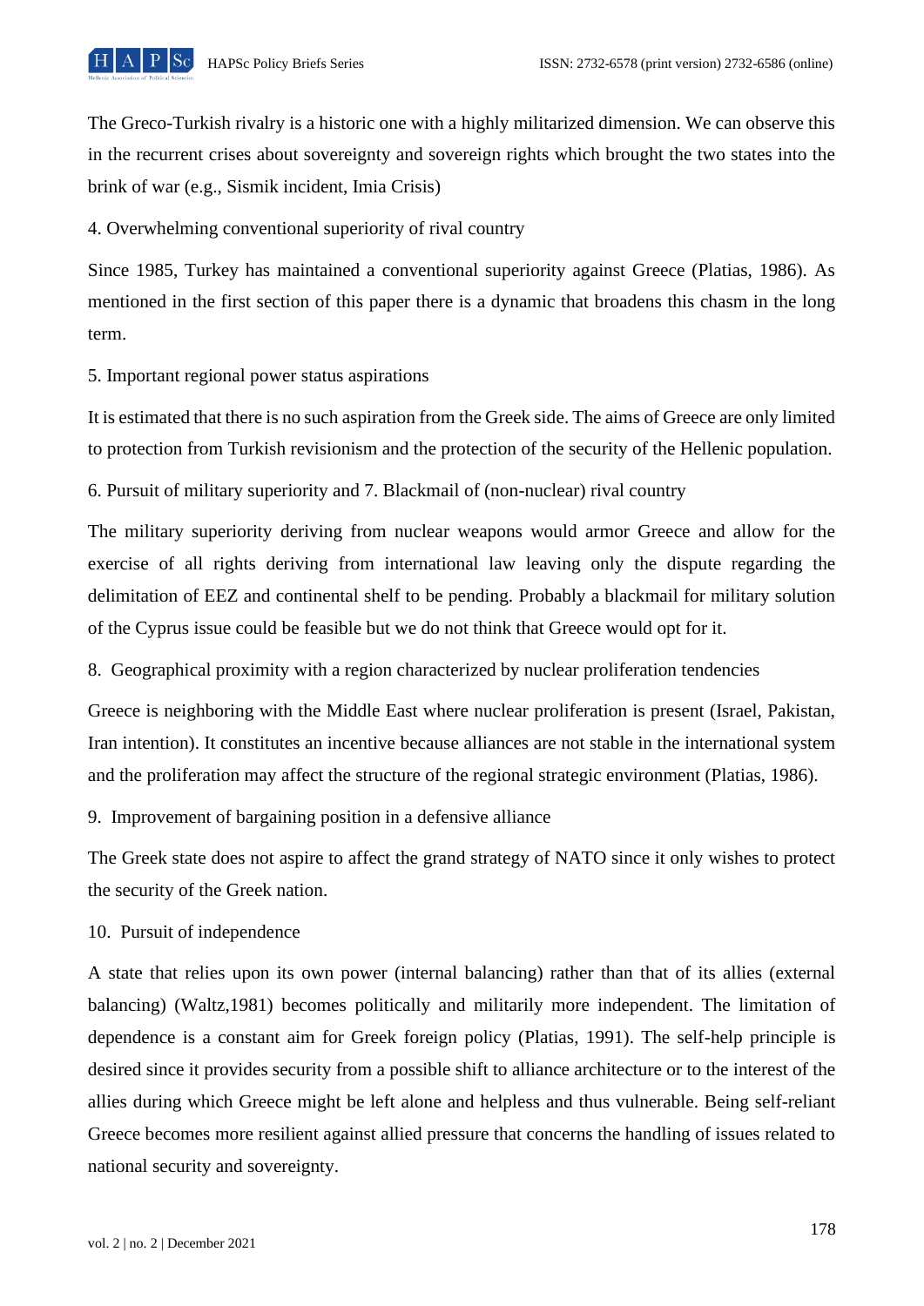The Greco-Turkish rivalry is a historic one with a highly militarized dimension. We can observe this in the recurrent crises about sovereignty and sovereign rights which brought the two states into the brink of war (e.g., Sismik incident, Imia Crisis)

4. Overwhelming conventional superiority of rival country

Since 1985, Turkey has maintained a conventional superiority against Greece (Platias, 1986). As mentioned in the first section of this paper there is a dynamic that broadens this chasm in the long term.

5. Important regional power status aspirations

It is estimated that there is no such aspiration from the Greek side. The aims of Greece are only limited to protection from Turkish revisionism and the protection of the security of the Hellenic population.

6. Pursuit of military superiority and 7. Blackmail of (non-nuclear) rival country

The military superiority deriving from nuclear weapons would armor Greece and allow for the exercise of all rights deriving from international law leaving only the dispute regarding the delimitation of EEZ and continental shelf to be pending. Probably a blackmail for military solution of the Cyprus issue could be feasible but we do not think that Greece would opt for it.

8. Geographical proximity with a region characterized by nuclear proliferation tendencies

Greece is neighboring with the Middle East where nuclear proliferation is present (Israel, Pakistan, Iran intention). It constitutes an incentive because alliances are not stable in the international system and the proliferation may affect the structure of the regional strategic environment (Platias, 1986).

9. Improvement of bargaining position in a defensive alliance

The Greek state does not aspire to affect the grand strategy of NATO since it only wishes to protect the security of the Greek nation.

10. Pursuit of independence

A state that relies upon its own power (internal balancing) rather than that of its allies (external balancing) (Waltz,1981) becomes politically and militarily more independent. The limitation of dependence is a constant aim for Greek foreign policy (Platias, 1991). The self-help principle is desired since it provides security from a possible shift to alliance architecture or to the interest of the allies during which Greece might be left alone and helpless and thus vulnerable. Being self-reliant Greece becomes more resilient against allied pressure that concerns the handling of issues related to national security and sovereignty.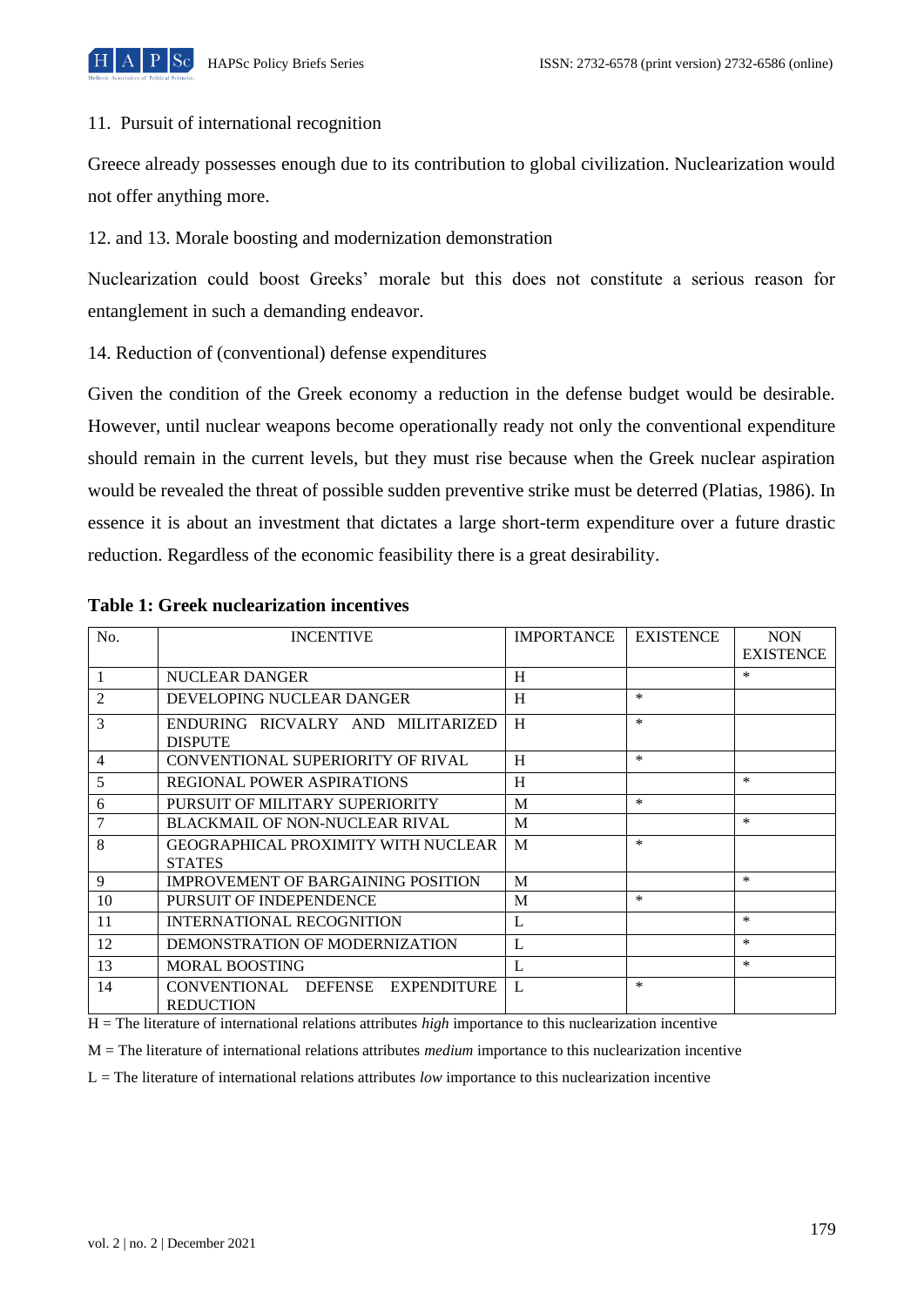11. Pursuit of international recognition

Greece already possesses enough due to its contribution to global civilization. Nuclearization would not offer anything more.

12. and 13. Morale boosting and modernization demonstration

Nuclearization could boost Greeks' morale but this does not constitute a serious reason for entanglement in such a demanding endeavor.

14. Reduction of (conventional) defense expenditures

Given the condition of the Greek economy a reduction in the defense budget would be desirable. However, until nuclear weapons become operationally ready not only the conventional expenditure should remain in the current levels, but they must rise because when the Greek nuclear aspiration would be revealed the threat of possible sudden preventive strike must be deterred (Platias, 1986). In essence it is about an investment that dictates a large short-term expenditure over a future drastic reduction. Regardless of the economic feasibility there is a great desirability.

**Table 1: Greek nuclearization incentives**

| No. | INCENTIVE | IMPORTANCE | EXISTENCE | NON EXISTENCE |
|---|---|---|---|---|
| 1 | NUCLEAR DANGER | H | | * |
| 2 | DEVELOPING NUCLEAR DANGER | H | * | |
| 3 | ENDURING RICVALRY AND MILITARIZED DISPUTE | H | * | |
| 4 | CONVENTIONAL SUPERIORITY OF RIVAL | H | * | |
| 5 | REGIONAL POWER ASPIRATIONS | H | | * |
| 6 | PURSUIT OF MILITARY SUPERIORITY | M | * | |
| 7 | BLACKMAIL OF NON-NUCLEAR RIVAL | M | | * |
| 8 | GEOGRAPHICAL PROXIMITY WITH NUCLEAR STATES | M | * | |
| 9 | IMPROVEMENT OF BARGAINING POSITION | M | | * |
| 10 | PURSUIT OF INDEPENDENCE | M | * | |
| 11 | INTERNATIONAL RECOGNITION | L | | * |
| 12 | DEMONSTRATION OF MODERNIZATION | L | | * |
| 13 | MORAL BOOSTING | L | | * |
| 14 | CONVENTIONAL DEFENSE EXPENDITURE REDUCTION | L | * | |

H = The literature of international relations attributes *high* importance to this nuclearization incentive

M = The literature of international relations attributes *medium* importance to this nuclearization incentive

L = The literature of international relations attributes *low* importance to this nuclearization incentive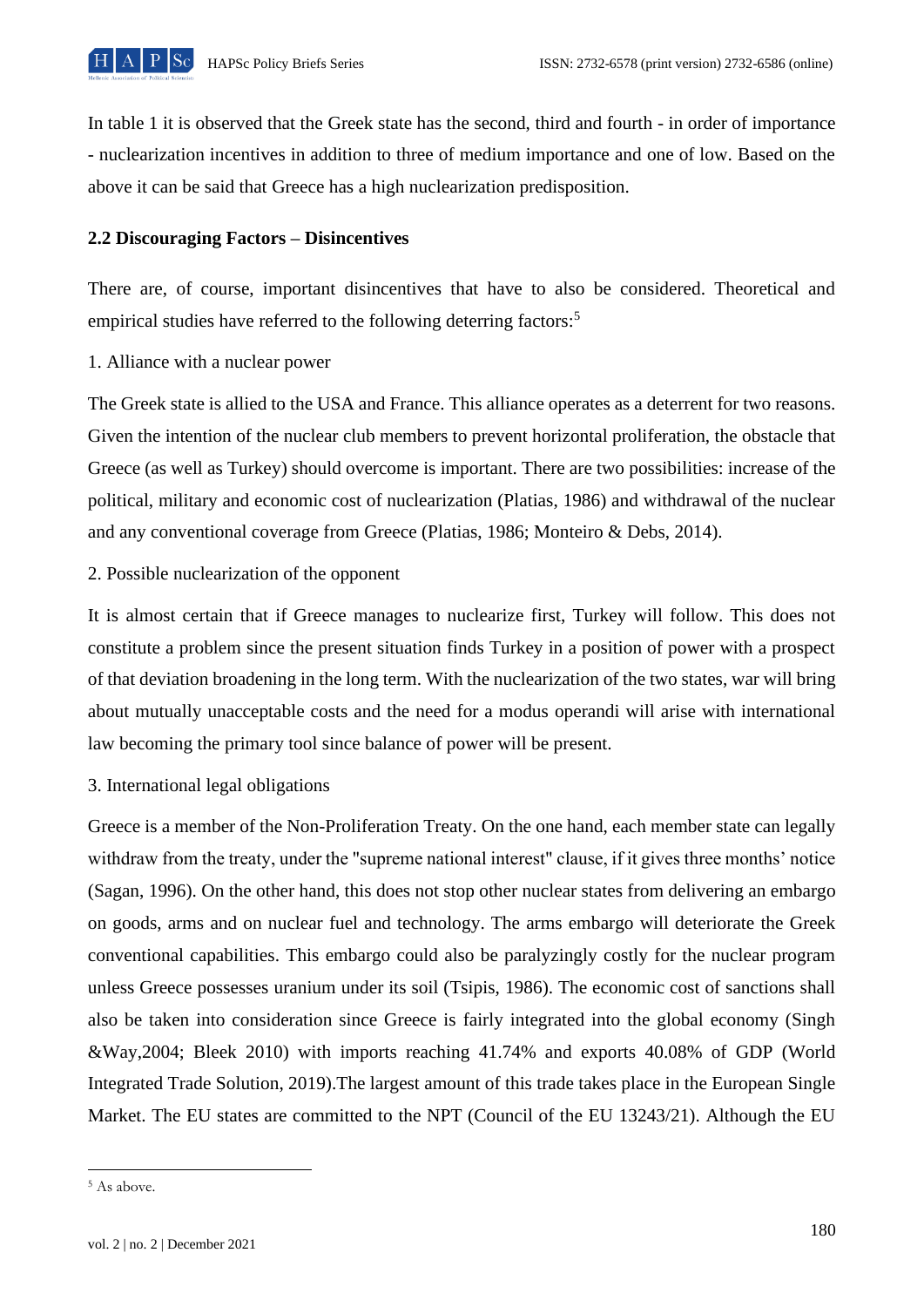In table 1 it is observed that the Greek state has the second, third and fourth - in order of importance - nuclearization incentives in addition to three of medium importance and one of low. Based on the above it can be said that Greece has a high nuclearization predisposition.

### 2.2 Discouraging Factors – Disincentives

There are, of course, important disincentives that have to also be considered. Theoretical and empirical studies have referred to the following deterring factors:[5]

1. Alliance with a nuclear power

The Greek state is allied to the USA and France. This alliance operates as a deterrent for two reasons. Given the intention of the nuclear club members to prevent horizontal proliferation, the obstacle that Greece (as well as Turkey) should overcome is important. There are two possibilities: increase of the political, military and economic cost of nuclearization (Platias, 1986) and withdrawal of the nuclear and any conventional coverage from Greece (Platias, 1986; Monteiro & Debs, 2014).

2. Possible nuclearization of the opponent

It is almost certain that if Greece manages to nuclearize first, Turkey will follow. This does not constitute a problem since the present situation finds Turkey in a position of power with a prospect of that deviation broadening in the long term. With the nuclearization of the two states, war will bring about mutually unacceptable costs and the need for a modus operandi will arise with international law becoming the primary tool since balance of power will be present.

3. International legal obligations

Greece is a member of the Non-Proliferation Treaty. On the one hand, each member state can legally withdraw from the treaty, under the "supreme national interest" clause, if it gives three months' notice (Sagan, 1996). On the other hand, this does not stop other nuclear states from delivering an embargo on goods, arms and on nuclear fuel and technology. The arms embargo will deteriorate the Greek conventional capabilities. This embargo could also be paralyzingly costly for the nuclear program unless Greece possesses uranium under its soil (Tsipis, 1986). The economic cost of sanctions shall also be taken into consideration since Greece is fairly integrated into the global economy (Singh &Way,2004; Bleek 2010) with imports reaching 41.74% and exports 40.08% of GDP (World Integrated Trade Solution, 2019).The largest amount of this trade takes place in the European Single Market. The EU states are committed to the NPT (Council of the EU 13243/21). Although the EU

---

[5] As above.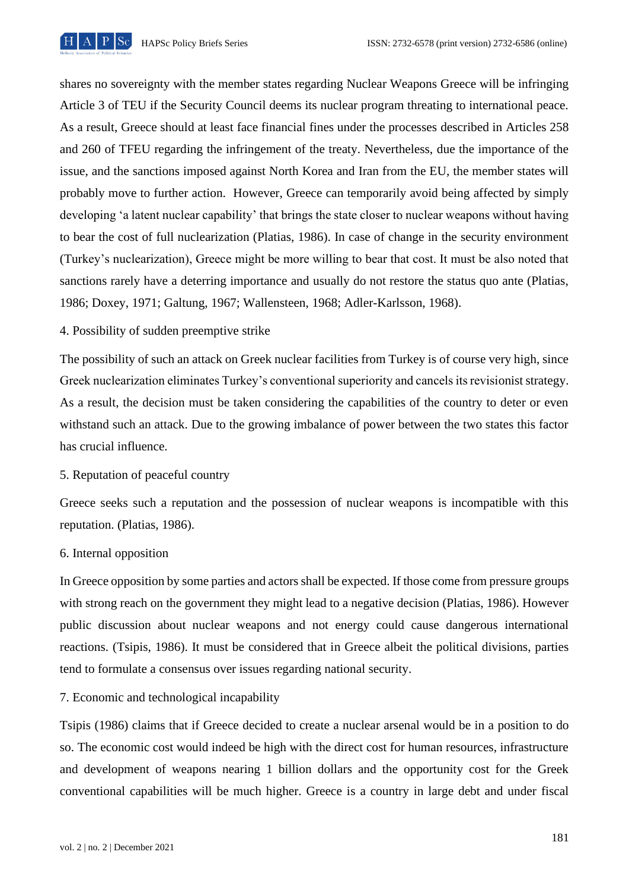shares no sovereignty with the member states regarding Nuclear Weapons Greece will be infringing Article 3 of TEU if the Security Council deems its nuclear program threating to international peace. As a result, Greece should at least face financial fines under the processes described in Articles 258 and 260 of TFEU regarding the infringement of the treaty. Nevertheless, due the importance of the issue, and the sanctions imposed against North Korea and Iran from the EU, the member states will probably move to further action. However, Greece can temporarily avoid being affected by simply developing 'a latent nuclear capability' that brings the state closer to nuclear weapons without having to bear the cost of full nuclearization (Platias, 1986). In case of change in the security environment (Turkey's nuclearization), Greece might be more willing to bear that cost. It must be also noted that sanctions rarely have a deterring importance and usually do not restore the status quo ante (Platias, 1986; Doxey, 1971; Galtung, 1967; Wallensteen, 1968; Adler-Karlsson, 1968).

4. Possibility of sudden preemptive strike

The possibility of such an attack on Greek nuclear facilities from Turkey is of course very high, since Greek nuclearization eliminates Turkey's conventional superiority and cancels its revisionist strategy. As a result, the decision must be taken considering the capabilities of the country to deter or even withstand such an attack. Due to the growing imbalance of power between the two states this factor has crucial influence.

5. Reputation of peaceful country

Greece seeks such a reputation and the possession of nuclear weapons is incompatible with this reputation. (Platias, 1986).

6. Internal opposition

In Greece opposition by some parties and actors shall be expected. If those come from pressure groups with strong reach on the government they might lead to a negative decision (Platias, 1986). However public discussion about nuclear weapons and not energy could cause dangerous international reactions. (Tsipis, 1986). It must be considered that in Greece albeit the political divisions, parties tend to formulate a consensus over issues regarding national security.

7. Economic and technological incapability

Tsipis (1986) claims that if Greece decided to create a nuclear arsenal would be in a position to do so. The economic cost would indeed be high with the direct cost for human resources, infrastructure and development of weapons nearing 1 billion dollars and the opportunity cost for the Greek conventional capabilities will be much higher. Greece is a country in large debt and under fiscal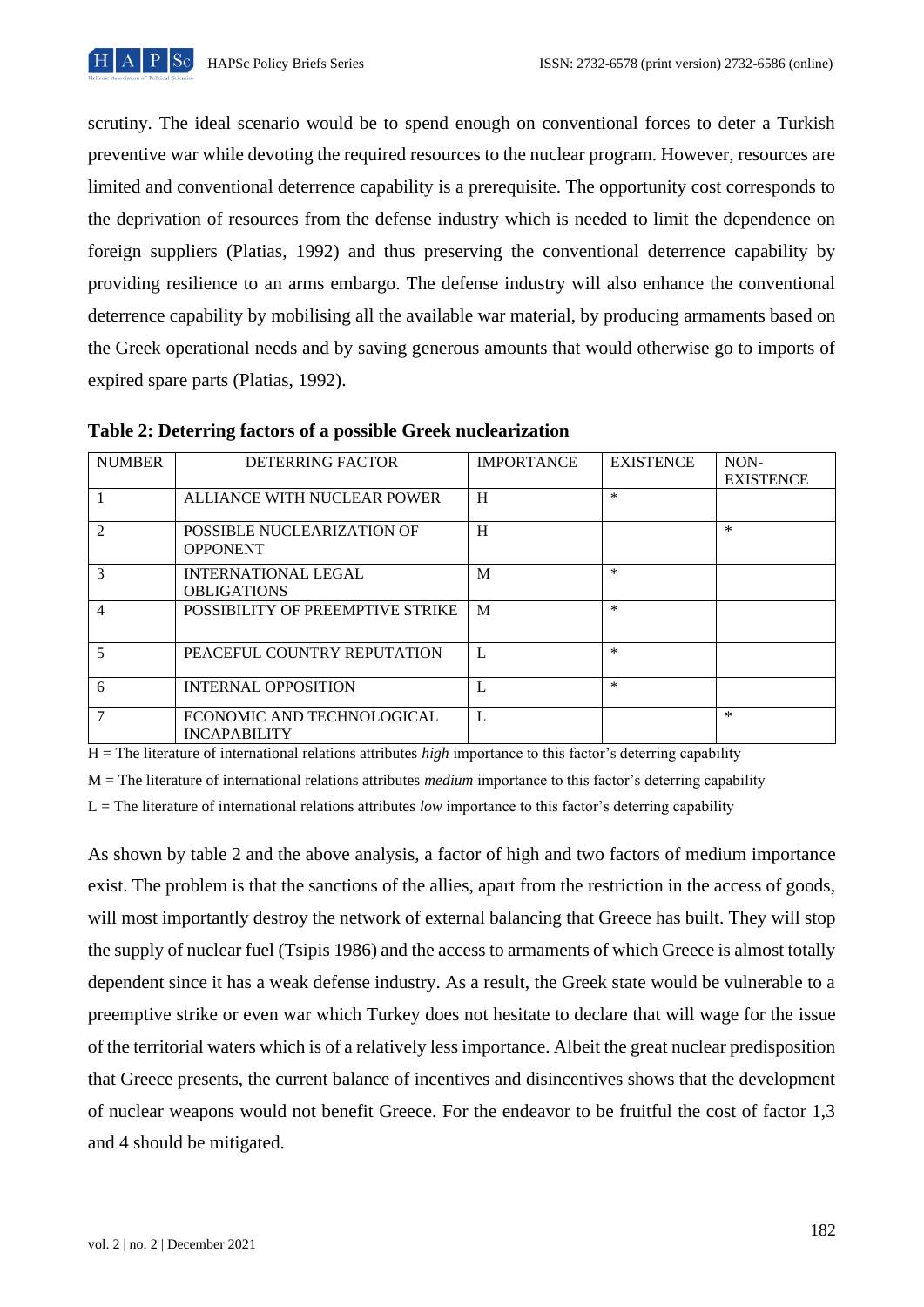scrutiny. The ideal scenario would be to spend enough on conventional forces to deter a Turkish preventive war while devoting the required resources to the nuclear program. However, resources are limited and conventional deterrence capability is a prerequisite. The opportunity cost corresponds to the deprivation of resources from the defense industry which is needed to limit the dependence on foreign suppliers (Platias, 1992) and thus preserving the conventional deterrence capability by providing resilience to an arms embargo. The defense industry will also enhance the conventional deterrence capability by mobilising all the available war material, by producing armaments based on the Greek operational needs and by saving generous amounts that would otherwise go to imports of expired spare parts (Platias, 1992).

**Table 2: Deterring factors of a possible Greek nuclearization**

| NUMBER | DETERRING FACTOR | IMPORTANCE | EXISTENCE | NON-EXISTENCE |
|---|---|---|---|---|
| 1 | ALLIANCE WITH NUCLEAR POWER | H | * | |
| 2 | POSSIBLE NUCLEARIZATION OF OPPONENT | H | | * |
| 3 | INTERNATIONAL LEGAL OBLIGATIONS | M | * | |
| 4 | POSSIBILITY OF PREEMPTIVE STRIKE | M | * | |
| 5 | PEACEFUL COUNTRY REPUTATION | L | * | |
| 6 | INTERNAL OPPOSITION | L | * | |
| 7 | ECONOMIC AND TECHNOLOGICAL INCAPABILITY | L | | * |

H = The literature of international relations attributes *high* importance to this factor's deterring capability

M = The literature of international relations attributes *medium* importance to this factor's deterring capability

L = The literature of international relations attributes *low* importance to this factor's deterring capability

As shown by table 2 and the above analysis, a factor of high and two factors of medium importance exist. The problem is that the sanctions of the allies, apart from the restriction in the access of goods, will most importantly destroy the network of external balancing that Greece has built. They will stop the supply of nuclear fuel (Tsipis 1986) and the access to armaments of which Greece is almost totally dependent since it has a weak defense industry. As a result, the Greek state would be vulnerable to a preemptive strike or even war which Turkey does not hesitate to declare that will wage for the issue of the territorial waters which is of a relatively less importance. Albeit the great nuclear predisposition that Greece presents, the current balance of incentives and disincentives shows that the development of nuclear weapons would not benefit Greece. For the endeavor to be fruitful the cost of factor 1,3 and 4 should be mitigated.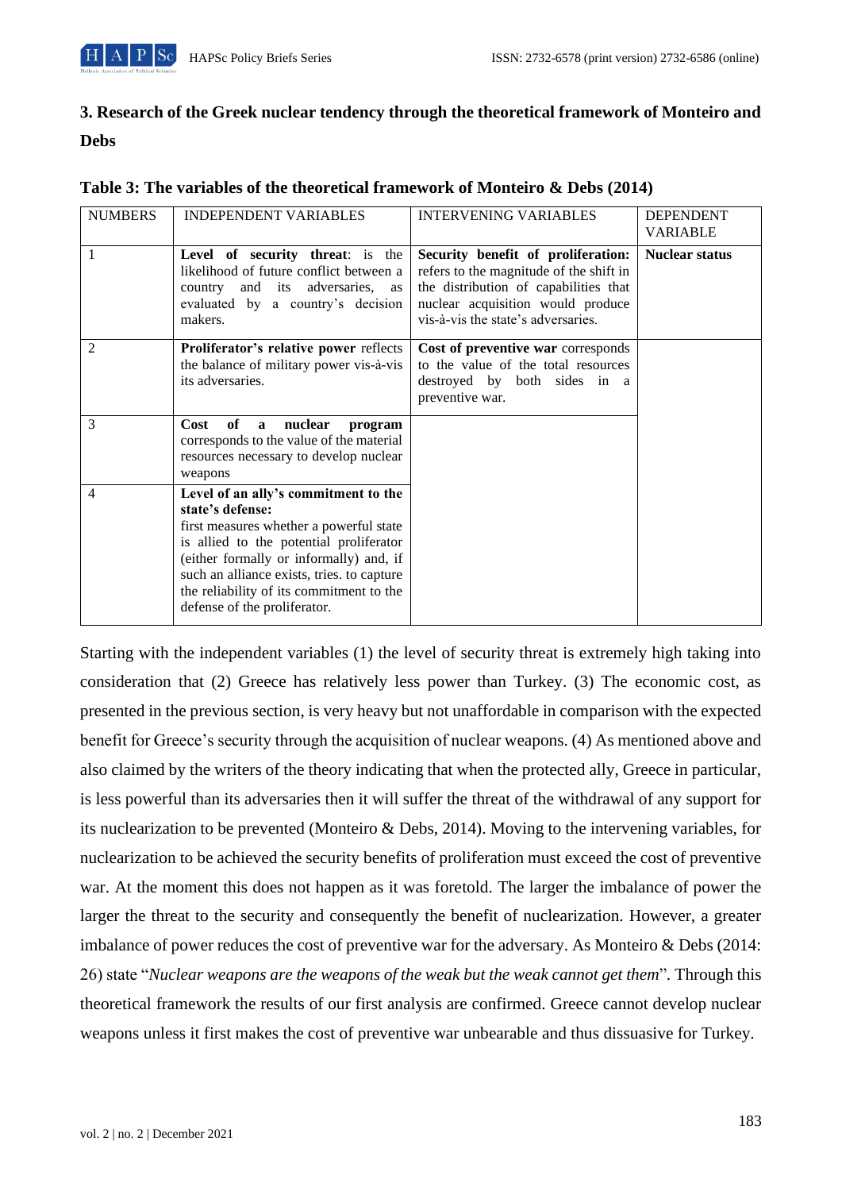## 3. Research of the Greek nuclear tendency through the theoretical framework of Monteiro and Debs

**Table 3: The variables of the theoretical framework of Monteiro & Debs (2014)**

| NUMBERS | INDEPENDENT VARIABLES | INTERVENING VARIABLES | DEPENDENT VARIABLE |
|---|---|---|---|
| 1 | **Level of security threat**: is the likelihood of future conflict between a country and its adversaries, as evaluated by a country's decision makers. | **Security benefit of proliferation:** refers to the magnitude of the shift in the distribution of capabilities that nuclear acquisition would produce vis-à-vis the state's adversaries. | **Nuclear status** |
| 2 | **Proliferator's relative power** reflects the balance of military power vis-à-vis its adversaries. | **Cost of preventive war** corresponds to the value of the total resources destroyed by both sides in a preventive war. | |
| 3 | **Cost of a nuclear program** corresponds to the value of the material resources necessary to develop nuclear weapons | | |
| 4 | **Level of an ally's commitment to the state's defense:** first measures whether a powerful state is allied to the potential proliferator (either formally or informally) and, if such an alliance exists, tries. to capture the reliability of its commitment to the defense of the proliferator. | | |

Starting with the independent variables (1) the level of security threat is extremely high taking into consideration that (2) Greece has relatively less power than Turkey. (3) The economic cost, as presented in the previous section, is very heavy but not unaffordable in comparison with the expected benefit for Greece's security through the acquisition of nuclear weapons. (4) As mentioned above and also claimed by the writers of the theory indicating that when the protected ally, Greece in particular, is less powerful than its adversaries then it will suffer the threat of the withdrawal of any support for its nuclearization to be prevented (Monteiro & Debs, 2014). Moving to the intervening variables, for nuclearization to be achieved the security benefits of proliferation must exceed the cost of preventive war. At the moment this does not happen as it was foretold. The larger the imbalance of power the larger the threat to the security and consequently the benefit of nuclearization. However, a greater imbalance of power reduces the cost of preventive war for the adversary. As Monteiro & Debs (2014: 26) state "*Nuclear weapons are the weapons of the weak but the weak cannot get them*". Through this theoretical framework the results of our first analysis are confirmed. Greece cannot develop nuclear weapons unless it first makes the cost of preventive war unbearable and thus dissuasive for Turkey.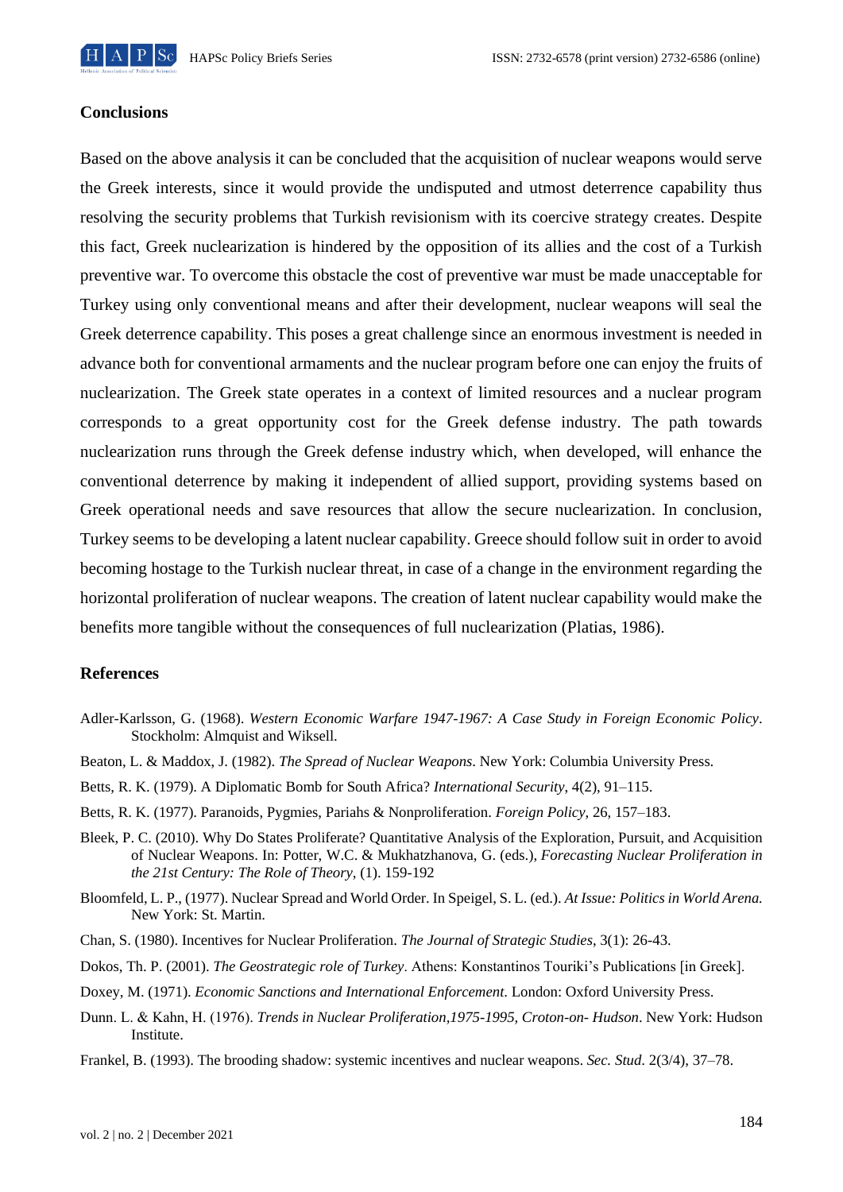## Conclusions

Based on the above analysis it can be concluded that the acquisition of nuclear weapons would serve the Greek interests, since it would provide the undisputed and utmost deterrence capability thus resolving the security problems that Turkish revisionism with its coercive strategy creates. Despite this fact, Greek nuclearization is hindered by the opposition of its allies and the cost of a Turkish preventive war. To overcome this obstacle the cost of preventive war must be made unacceptable for Turkey using only conventional means and after their development, nuclear weapons will seal the Greek deterrence capability. This poses a great challenge since an enormous investment is needed in advance both for conventional armaments and the nuclear program before one can enjoy the fruits of nuclearization. The Greek state operates in a context of limited resources and a nuclear program corresponds to a great opportunity cost for the Greek defense industry. The path towards nuclearization runs through the Greek defense industry which, when developed, will enhance the conventional deterrence by making it independent of allied support, providing systems based on Greek operational needs and save resources that allow the secure nuclearization. In conclusion, Turkey seems to be developing a latent nuclear capability. Greece should follow suit in order to avoid becoming hostage to the Turkish nuclear threat, in case of a change in the environment regarding the horizontal proliferation of nuclear weapons. The creation of latent nuclear capability would make the benefits more tangible without the consequences of full nuclearization (Platias, 1986).

## References

Adler-Karlsson, G. (1968). *Western Economic Warfare 1947-1967: A Case Study in Foreign Economic Policy*. Stockholm: Almquist and Wiksell.

Beaton, L. & Maddox, J. (1982). *The Spread of Nuclear Weapons*. New York: Columbia University Press.

Betts, R. K. (1979). A Diplomatic Bomb for South Africa? *International Security*, 4(2), 91–115.

Betts, R. K. (1977). Paranoids, Pygmies, Pariahs & Nonproliferation. *Foreign Policy*, 26, 157–183.

Bleek, P. C. (2010). Why Do States Proliferate? Quantitative Analysis of the Exploration, Pursuit, and Acquisition of Nuclear Weapons. In: Potter, W.C. & Mukhatzhanova, G. (eds.), *Forecasting Nuclear Proliferation in the 21st Century: The Role of Theory*, (1). 159-192

Bloomfeld, L. P., (1977). Nuclear Spread and World Order. In Speigel, S. L. (ed.). *At Issue: Politics in World Arena.* New York: St. Martin.

Chan, S. (1980). Incentives for Nuclear Proliferation. *The Journal of Strategic Studies*, 3(1): 26-43.

Dokos, Th. P. (2001). *The Geostrategic role of Turkey*. Athens: Konstantinos Touriki's Publications [in Greek].

Doxey, M. (1971). *Economic Sanctions and International Enforcement*. London: Oxford University Press.

Dunn. L. & Kahn, H. (1976). *Trends in Nuclear Proliferation,1975-1995, Croton-on- Hudson*. New York: Hudson Institute.

Frankel, B. (1993). The brooding shadow: systemic incentives and nuclear weapons. *Sec. Stud*. 2(3/4), 37–78.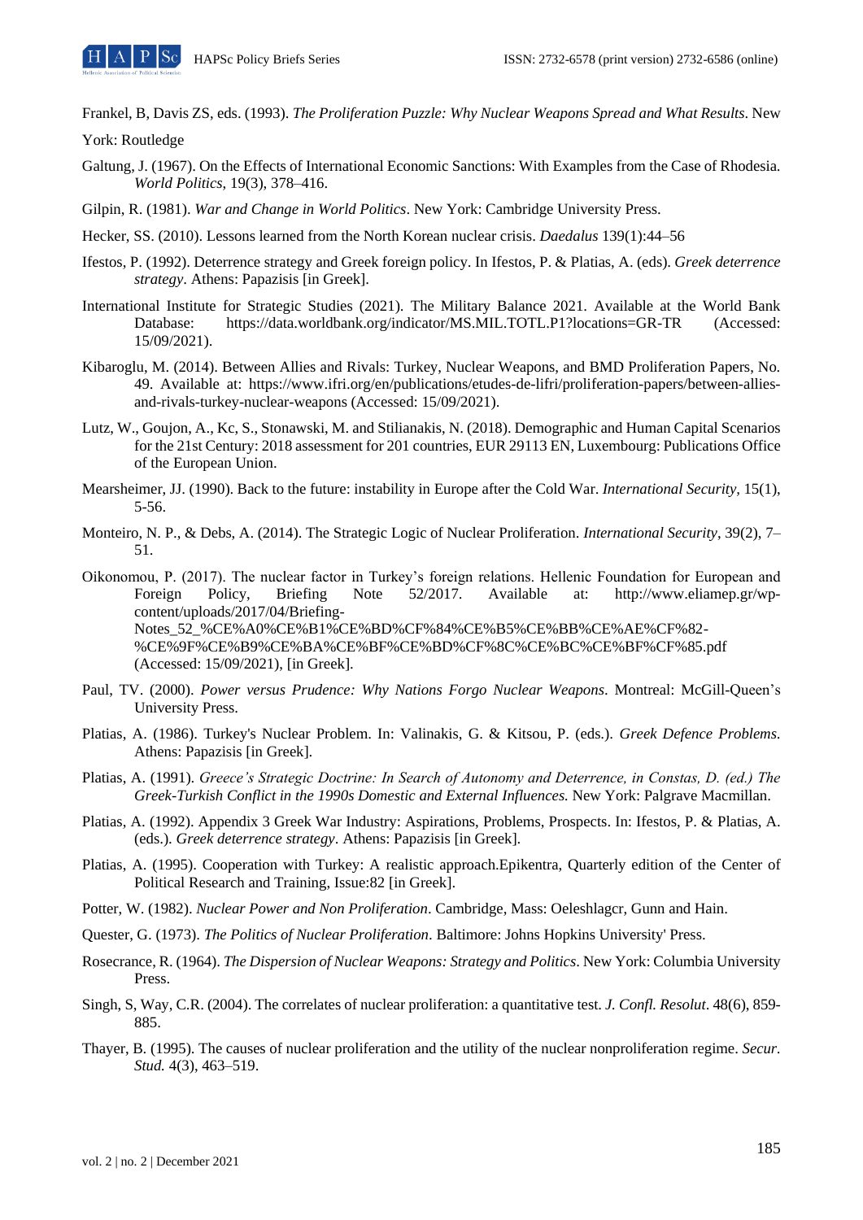Frankel, B, Davis ZS, eds. (1993). *The Proliferation Puzzle: Why Nuclear Weapons Spread and What Results*. New York: Routledge

Galtung, J. (1967). On the Effects of International Economic Sanctions: With Examples from the Case of Rhodesia. *World Politics*, 19(3), 378–416.

Gilpin, R. (1981). *War and Change in World Politics*. New York: Cambridge University Press.

Hecker, SS. (2010). Lessons learned from the North Korean nuclear crisis. *Daedalus* 139(1):44–56

Ifestos, P. (1992). Deterrence strategy and Greek foreign policy. In Ifestos, P. & Platias, A. (eds). *Greek deterrence strategy*. Athens: Papazisis [in Greek].

International Institute for Strategic Studies (2021). The Military Balance 2021. Available at the World Bank Database: https://data.worldbank.org/indicator/MS.MIL.TOTL.P1?locations=GR-TR (Accessed: 15/09/2021).

Kibaroglu, M. (2014). Between Allies and Rivals: Turkey, Nuclear Weapons, and BMD Proliferation Papers, No. 49. Available at: https://www.ifri.org/en/publications/etudes-de-lifri/proliferation-papers/between-allies-and-rivals-turkey-nuclear-weapons (Accessed: 15/09/2021).

Lutz, W., Goujon, A., Kc, S., Stonawski, M. and Stilianakis, N. (2018). Demographic and Human Capital Scenarios for the 21st Century: 2018 assessment for 201 countries, EUR 29113 EN, Luxembourg: Publications Office of the European Union.

Mearsheimer, JJ. (1990). Back to the future: instability in Europe after the Cold War. *International Security*, 15(1), 5-56.

Monteiro, N. P., & Debs, A. (2014). The Strategic Logic of Nuclear Proliferation. *International Security*, 39(2), 7–51.

Oikonomou, P. (2017). The nuclear factor in Turkey's foreign relations. Hellenic Foundation for European and Foreign Policy, Briefing Note 52/2017. Available at: http://www.eliamep.gr/wp-content/uploads/2017/04/Briefing-Notes_52_%CE%A0%CE%B1%CE%BD%CF%84%CE%B5%CE%BB%CE%AE%CF%82-%CE%9F%CE%B9%CE%BA%CE%BF%CE%BD%CF%8C%CE%BC%CE%BF%CF%85.pdf (Accessed: 15/09/2021), [in Greek].

Paul, TV. (2000). *Power versus Prudence: Why Nations Forgo Nuclear Weapons*. Montreal: McGill-Queen's University Press.

Platias, A. (1986). Turkey's Nuclear Problem. In: Valinakis, G. & Kitsou, P. (eds.). *Greek Defence Problems.* Athens: Papazisis [in Greek].

Platias, A. (1991). *Greece's Strategic Doctrine: In Search of Autonomy and Deterrence, in Constas, D. (ed.) The Greek-Turkish Conflict in the 1990s Domestic and External Influences.* New York: Palgrave Macmillan.

Platias, A. (1992). Appendix 3 Greek War Industry: Aspirations, Problems, Prospects. In: Ifestos, P. & Platias, A. (eds.). *Greek deterrence strategy*. Athens: Papazisis [in Greek].

Platias, A. (1995). Cooperation with Turkey: A realistic approach.Epikentra, Quarterly edition of the Center of Political Research and Training, Issue:82 [in Greek].

Potter, W. (1982). *Nuclear Power and Non Proliferation*. Cambridge, Mass: Oeleshlagcr, Gunn and Hain.

Quester, G. (1973). *The Politics of Nuclear Proliferation*. Baltimore: Johns Hopkins University' Press.

Rosecrance, R. (1964). *The Dispersion of Nuclear Weapons: Strategy and Politics*. New York: Columbia University Press.

Singh, S, Way, C.R. (2004). The correlates of nuclear proliferation: a quantitative test. *J. Confl. Resolut*. 48(6), 859-885.

Thayer, B. (1995). The causes of nuclear proliferation and the utility of the nuclear nonproliferation regime. *Secur. Stud.* 4(3), 463–519.